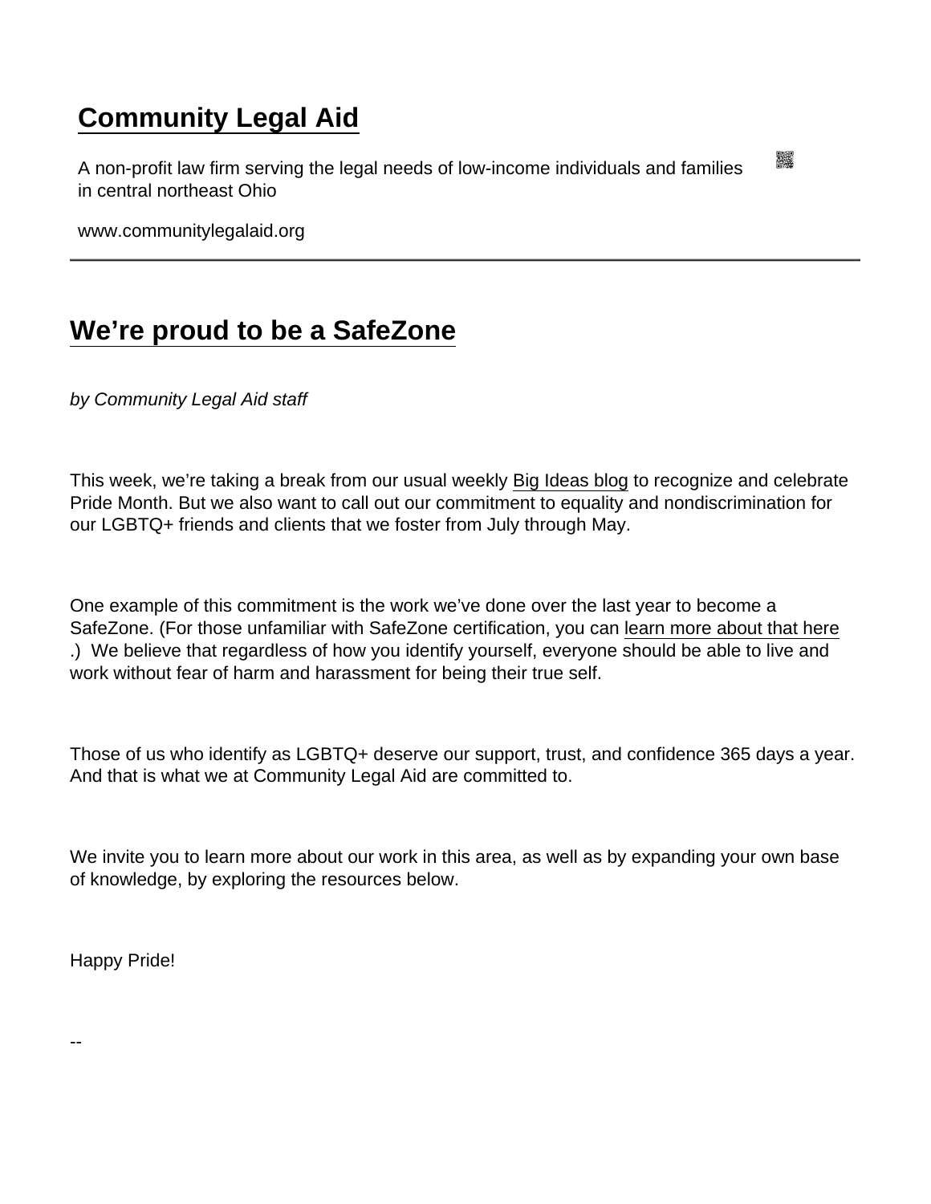# Community Legal Aid

A non-profit law firm serving the legal needs of low-income individuals and families in central northeast Ohio

www.communitylegalaid.org

---

## We're proud to be a SafeZone

*by Community Legal Aid staff*

This week, we're taking a break from our usual weekly Big Ideas blog to recognize and celebrate Pride Month. But we also want to call out our commitment to equality and nondiscrimination for our LGBTQ+ friends and clients that we foster from July through May.

One example of this commitment is the work we've done over the last year to become a SafeZone. (For those unfamiliar with SafeZone certification, you can learn more about that here .) We believe that regardless of how you identify yourself, everyone should be able to live and work without fear of harm and harassment for being their true self.

Those of us who identify as LGBTQ+ deserve our support, trust, and confidence 365 days a year. And that is what we at Community Legal Aid are committed to.

We invite you to learn more about our work in this area, as well as by expanding your own base of knowledge, by exploring the resources below.

Happy Pride!

--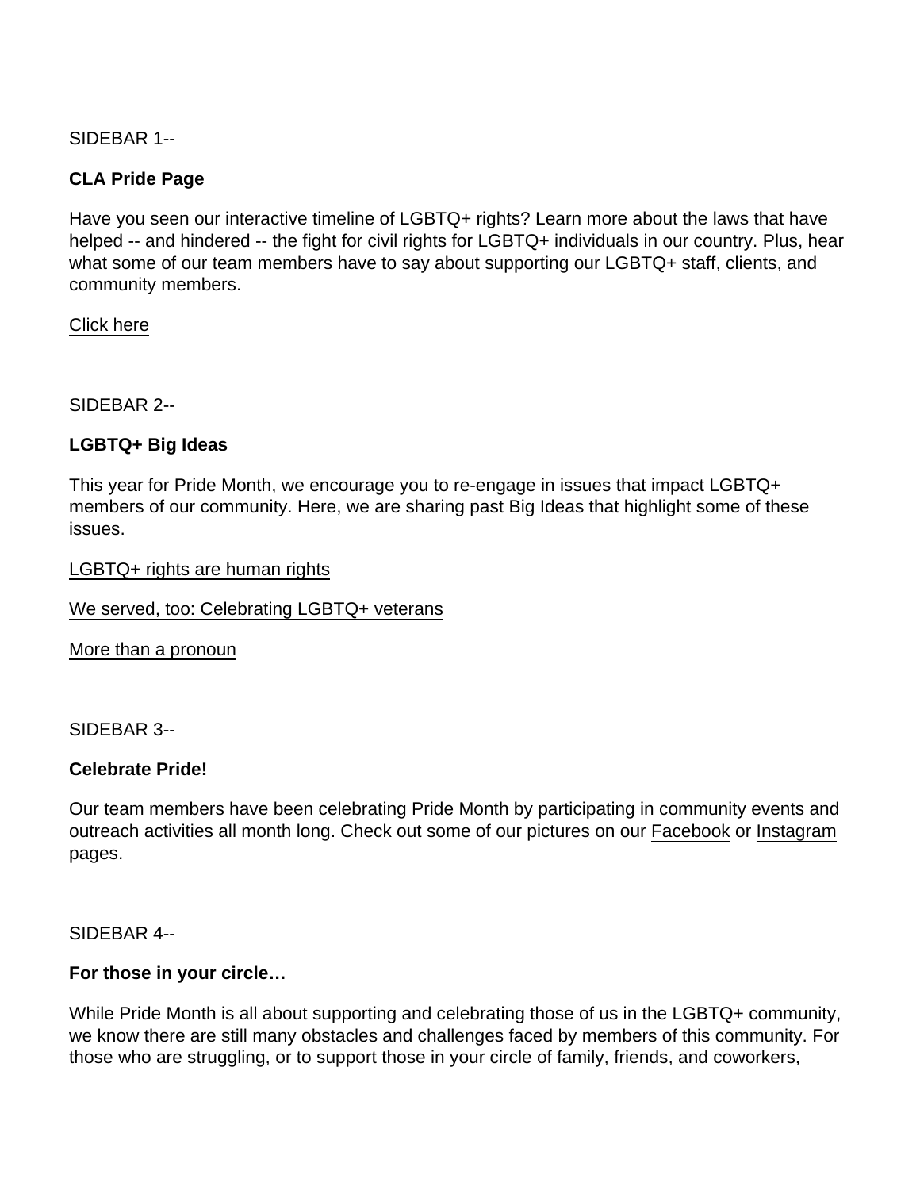SIDEBAR 1--

**CLA Pride Page**

Have you seen our interactive timeline of LGBTQ+ rights? Learn more about the laws that have helped -- and hindered -- the fight for civil rights for LGBTQ+ individuals in our country. Plus, hear what some of our team members have to say about supporting our LGBTQ+ staff, clients, and community members.

Click here

SIDEBAR 2--

**LGBTQ+ Big Ideas**

This year for Pride Month, we encourage you to re-engage in issues that impact LGBTQ+ members of our community. Here, we are sharing past Big Ideas that highlight some of these issues.

LGBTQ+ rights are human rights

We served, too: Celebrating LGBTQ+ veterans

More than a pronoun

SIDEBAR 3--

**Celebrate Pride!**

Our team members have been celebrating Pride Month by participating in community events and outreach activities all month long. Check out some of our pictures on our Facebook or Instagram pages.

SIDEBAR 4--

**For those in your circle…**

While Pride Month is all about supporting and celebrating those of us in the LGBTQ+ community, we know there are still many obstacles and challenges faced by members of this community. For those who are struggling, or to support those in your circle of family, friends, and coworkers,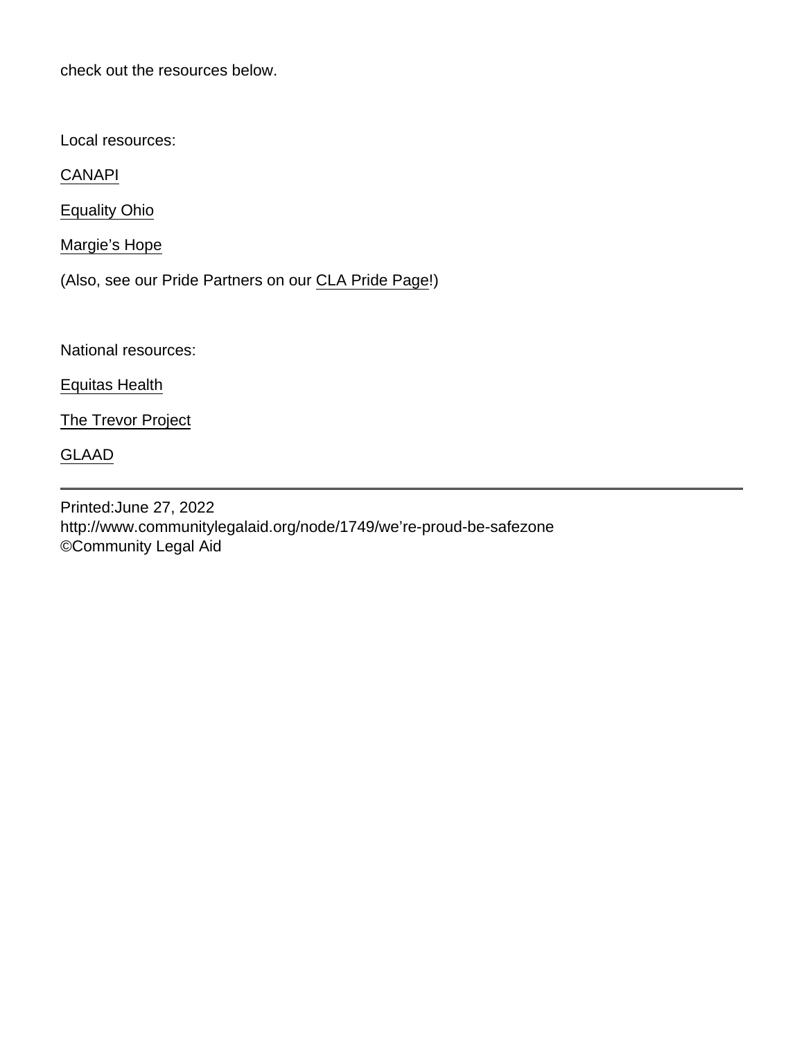check out the resources below.

Local resources:

CANAPI

Equality Ohio

Margie's Hope

(Also, see our Pride Partners on our CLA Pride Page!)

National resources:

Equitas Health

The Trevor Project

GLAAD

---

Printed:June 27, 2022
http://www.communitylegalaid.org/node/1749/we're-proud-be-safezone
©Community Legal Aid